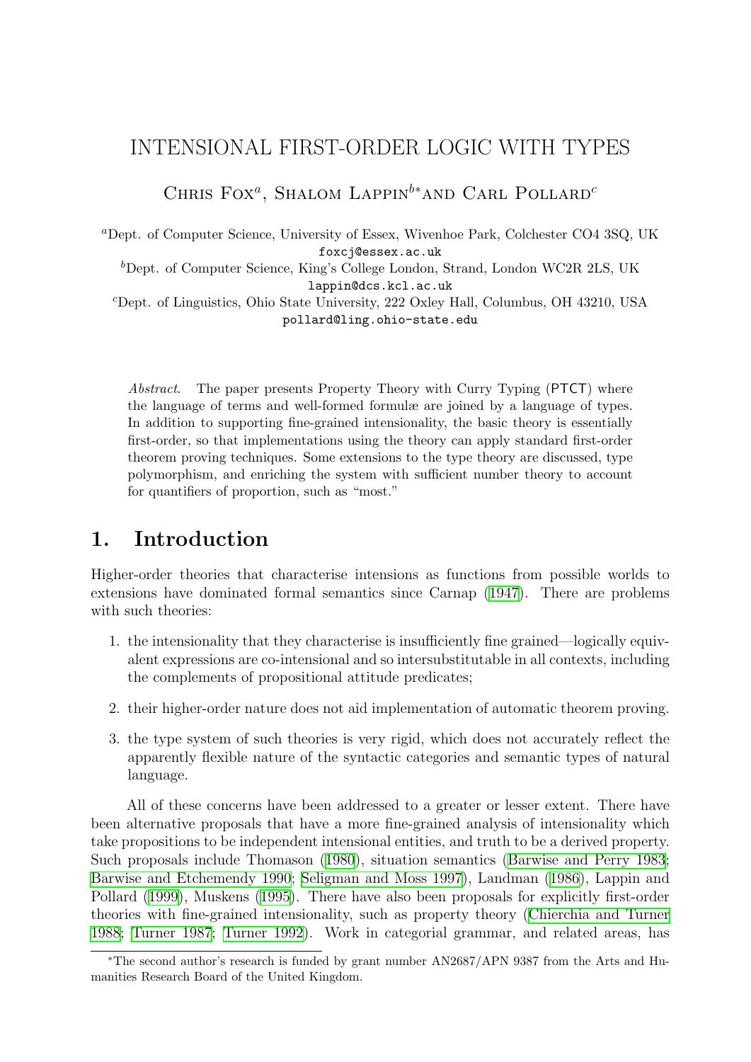# INTENSIONAL FIRST-ORDER LOGIC WITH TYPES

Chris Fox[a], Shalom Lappin[b*] and Carl Pollard[c]

[a]Dept. of Computer Science, University of Essex, Wivenhoe Park, Colchester CO4 3SQ, UK
foxcj@essex.ac.uk

[b]Dept. of Computer Science, King's College London, Strand, London WC2R 2LS, UK
lappin@dcs.kcl.ac.uk

[c]Dept. of Linguistics, Ohio State University, 222 Oxley Hall, Columbus, OH 43210, USA
pollard@ling.ohio-state.edu

*Abstract*. The paper presents Property Theory with Curry Typing (PTCT) where the language of terms and well-formed formulæ are joined by a language of types. In addition to supporting fine-grained intensionality, the basic theory is essentially first-order, so that implementations using the theory can apply standard first-order theorem proving techniques. Some extensions to the type theory are discussed, type polymorphism, and enriching the system with sufficient number theory to account for quantifiers of proportion, such as "most."

## 1. Introduction

Higher-order theories that characterise intensions as functions from possible worlds to extensions have dominated formal semantics since Carnap (1947). There are problems with such theories:

1. the intensionality that they characterise is insufficiently fine grained—logically equivalent expressions are co-intensional and so intersubstitutable in all contexts, including the complements of propositional attitude predicates;
2. their higher-order nature does not aid implementation of automatic theorem proving.
3. the type system of such theories is very rigid, which does not accurately reflect the apparently flexible nature of the syntactic categories and semantic types of natural language.

All of these concerns have been addressed to a greater or lesser extent. There have been alternative proposals that have a more fine-grained analysis of intensionality which take propositions to be independent intensional entities, and truth to be a derived property. Such proposals include Thomason (1980), situation semantics (Barwise and Perry 1983; Barwise and Etchemendy 1990; Seligman and Moss 1997), Landman (1986), Lappin and Pollard (1999), Muskens (1995). There have also been proposals for explicitly first-order theories with fine-grained intensionality, such as property theory (Chierchia and Turner 1988; Turner 1987; Turner 1992). Work in categorial grammar, and related areas, has

*The second author's research is funded by grant number AN2687/APN 9387 from the Arts and Humanities Research Board of the United Kingdom.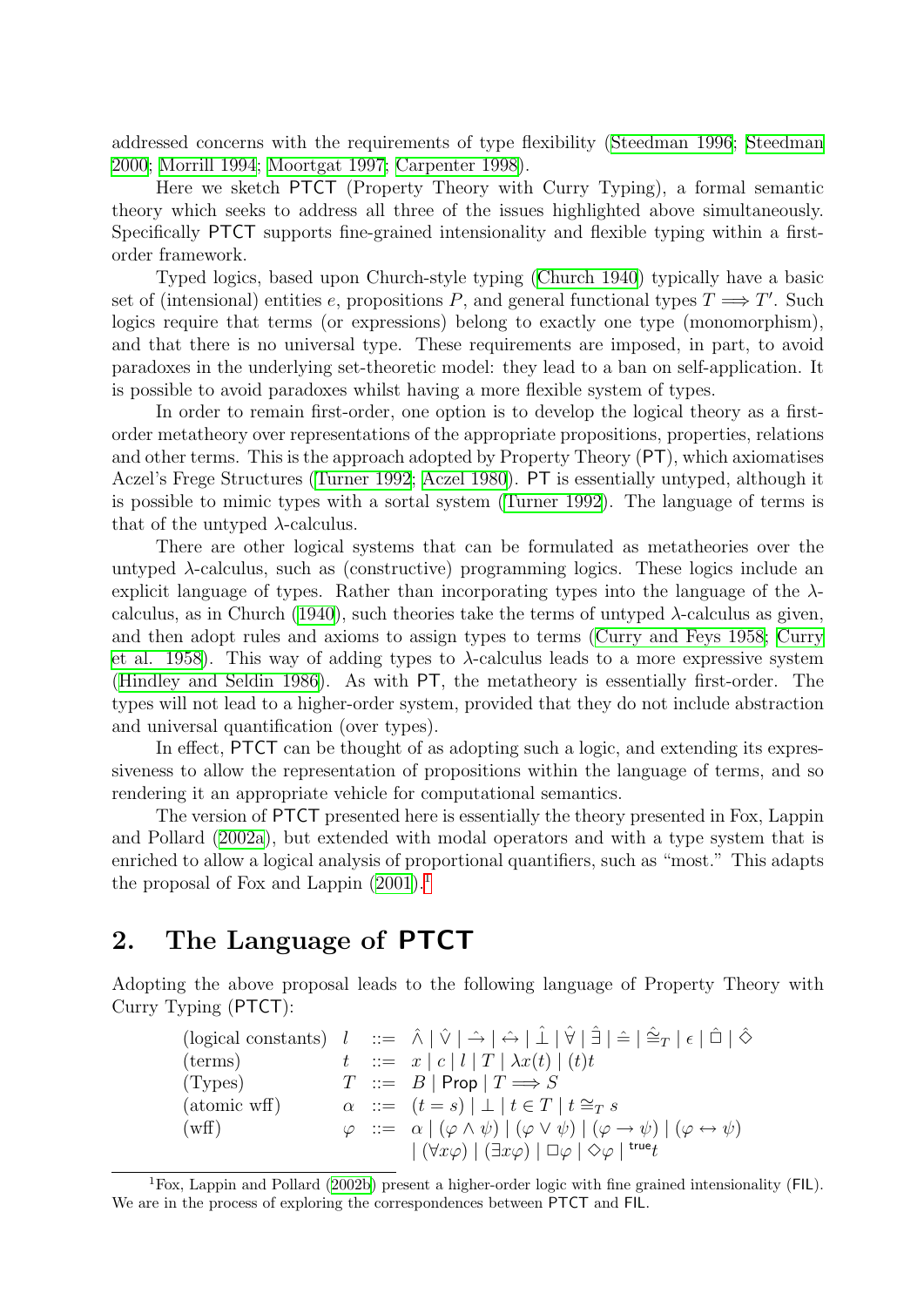addressed concerns with the requirements of type flexibility (Steedman 1996; Steedman 2000; Morrill 1994; Moortgat 1997; Carpenter 1998).

Here we sketch PTCT (Property Theory with Curry Typing), a formal semantic theory which seeks to address all three of the issues highlighted above simultaneously. Specifically PTCT supports fine-grained intensionality and flexible typing within a first-order framework.

Typed logics, based upon Church-style typing (Church 1940) typically have a basic set of (intensional) entities $e$, propositions $P$, and general functional types $T \Longrightarrow T'$. Such logics require that terms (or expressions) belong to exactly one type (monomorphism), and that there is no universal type. These requirements are imposed, in part, to avoid paradoxes in the underlying set-theoretic model: they lead to a ban on self-application. It is possible to avoid paradoxes whilst having a more flexible system of types.

In order to remain first-order, one option is to develop the logical theory as a first-order metatheory over representations of the appropriate propositions, properties, relations and other terms. This is the approach adopted by Property Theory (PT), which axiomatises Aczel's Frege Structures (Turner 1992; Aczel 1980). PT is essentially untyped, although it is possible to mimic types with a sortal system (Turner 1992). The language of terms is that of the untyped $\lambda$-calculus.

There are other logical systems that can be formulated as metatheories over the untyped $\lambda$-calculus, such as (constructive) programming logics. These logics include an explicit language of types. Rather than incorporating types into the language of the $\lambda$-calculus, as in Church (1940), such theories take the terms of untyped $\lambda$-calculus as given, and then adopt rules and axioms to assign types to terms (Curry and Feys 1958; Curry et al. 1958). This way of adding types to $\lambda$-calculus leads to a more expressive system (Hindley and Seldin 1986). As with PT, the metatheory is essentially first-order. The types will not lead to a higher-order system, provided that they do not include abstraction and universal quantification (over types).

In effect, PTCT can be thought of as adopting such a logic, and extending its expressiveness to allow the representation of propositions within the language of terms, and so rendering it an appropriate vehicle for computational semantics.

The version of PTCT presented here is essentially the theory presented in Fox, Lappin and Pollard (2002a), but extended with modal operators and with a type system that is enriched to allow a logical analysis of proportional quantifiers, such as "most." This adapts the proposal of Fox and Lappin (2001).[1]

## 2. The Language of PTCT

Adopting the above proposal leads to the following language of Property Theory with Curry Typing (PTCT):

$$
\begin{array}{llll}
\text{(logical constants)} & l & ::= & \hat{\wedge} \mid \hat{\vee} \mid \hat{\rightarrow} \mid \hat{\leftrightarrow} \mid \hat{\bot} \mid \hat{\forall} \mid \hat{\exists} \mid \hat{=} \mid \hat{\cong}_T \mid \epsilon \mid \hat{\Box} \mid \hat{\Diamond} \\
\text{(terms)} & t & ::= & x \mid c \mid l \mid T \mid \lambda x(t) \mid (t)t \\
\text{(Types)} & T & ::= & B \mid \mathsf{Prop} \mid T \Longrightarrow S \\
\text{(atomic wff)} & \alpha & ::= & (t = s) \mid \bot \mid t \in T \mid t \cong_T s \\
\text{(wff)} & \varphi & ::= & \alpha \mid (\varphi \wedge \psi) \mid (\varphi \vee \psi) \mid (\varphi \rightarrow \psi) \mid (\varphi \leftrightarrow \psi) \\
 & & & \mid (\forall x \varphi) \mid (\exists x \varphi) \mid \Box\varphi \mid \Diamond\varphi \mid {}^{\mathsf{true}}t
\end{array}
$$

[1] Fox, Lappin and Pollard (2002b) present a higher-order logic with fine grained intensionality (FIL). We are in the process of exploring the correspondences between PTCT and FIL.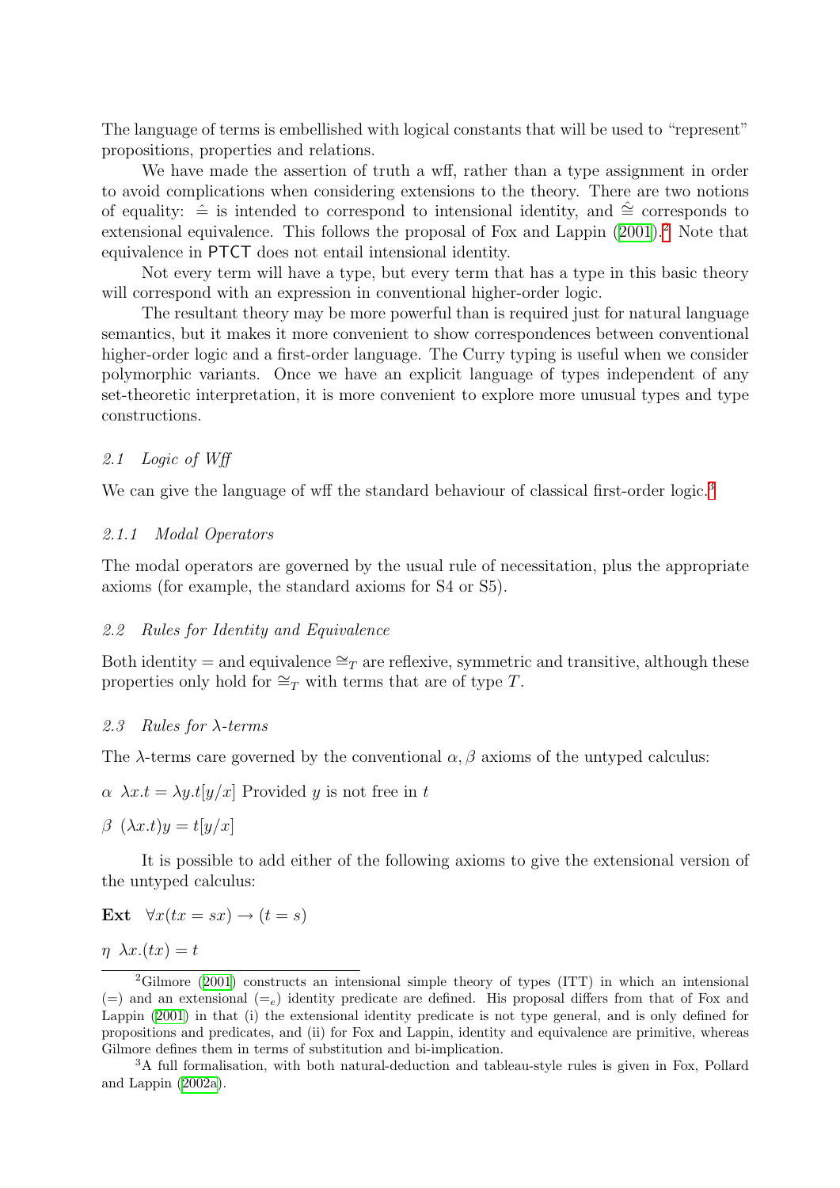The language of terms is embellished with logical constants that will be used to "represent" propositions, properties and relations.

We have made the assertion of truth a wff, rather than a type assignment in order to avoid complications when considering extensions to the theory. There are two notions of equality: $\hat{=}$ is intended to correspond to intensional identity, and $\hat{\cong}$ corresponds to extensional equivalence. This follows the proposal of Fox and Lappin (2001).[2] Note that equivalence in PTCT does not entail intensional identity.

Not every term will have a type, but every term that has a type in this basic theory will correspond with an expression in conventional higher-order logic.

The resultant theory may be more powerful than is required just for natural language semantics, but it makes it more convenient to show correspondences between conventional higher-order logic and a first-order language. The Curry typing is useful when we consider polymorphic variants. Once we have an explicit language of types independent of any set-theoretic interpretation, it is more convenient to explore more unusual types and type constructions.

### 2.1 *Logic of Wff*

We can give the language of wff the standard behaviour of classical first-order logic.[3]

#### 2.1.1 *Modal Operators*

The modal operators are governed by the usual rule of necessitation, plus the appropriate axioms (for example, the standard axioms for S4 or S5).

### 2.2 *Rules for Identity and Equivalence*

Both identity $=$ and equivalence $\cong_T$ are reflexive, symmetric and transitive, although these properties only hold for $\cong_T$ with terms that are of type $T$.

### 2.3 *Rules for λ-terms*

The λ-terms care governed by the conventional $\alpha, \beta$ axioms of the untyped calculus:

$\alpha$ $\lambda x.t = \lambda y.t[y/x]$ Provided $y$ is not free in $t$

$\beta$ $(\lambda x.t)y = t[y/x]$

It is possible to add either of the following axioms to give the extensional version of the untyped calculus:

**Ext** $\forall x(tx = sx) \rightarrow (t = s)$

$\eta$ $\lambda x.(tx) = t$

---

[2] Gilmore (2001) constructs an intensional simple theory of types (ITT) in which an intensional ($=$) and an extensional ($=_e$) identity predicate are defined. His proposal differs from that of Fox and Lappin (2001) in that (i) the extensional identity predicate is not type general, and is only defined for propositions and predicates, and (ii) for Fox and Lappin, identity and equivalence are primitive, whereas Gilmore defines them in terms of substitution and bi-implication.

[3] A full formalisation, with both natural-deduction and tableau-style rules is given in Fox, Pollard and Lappin (2002a).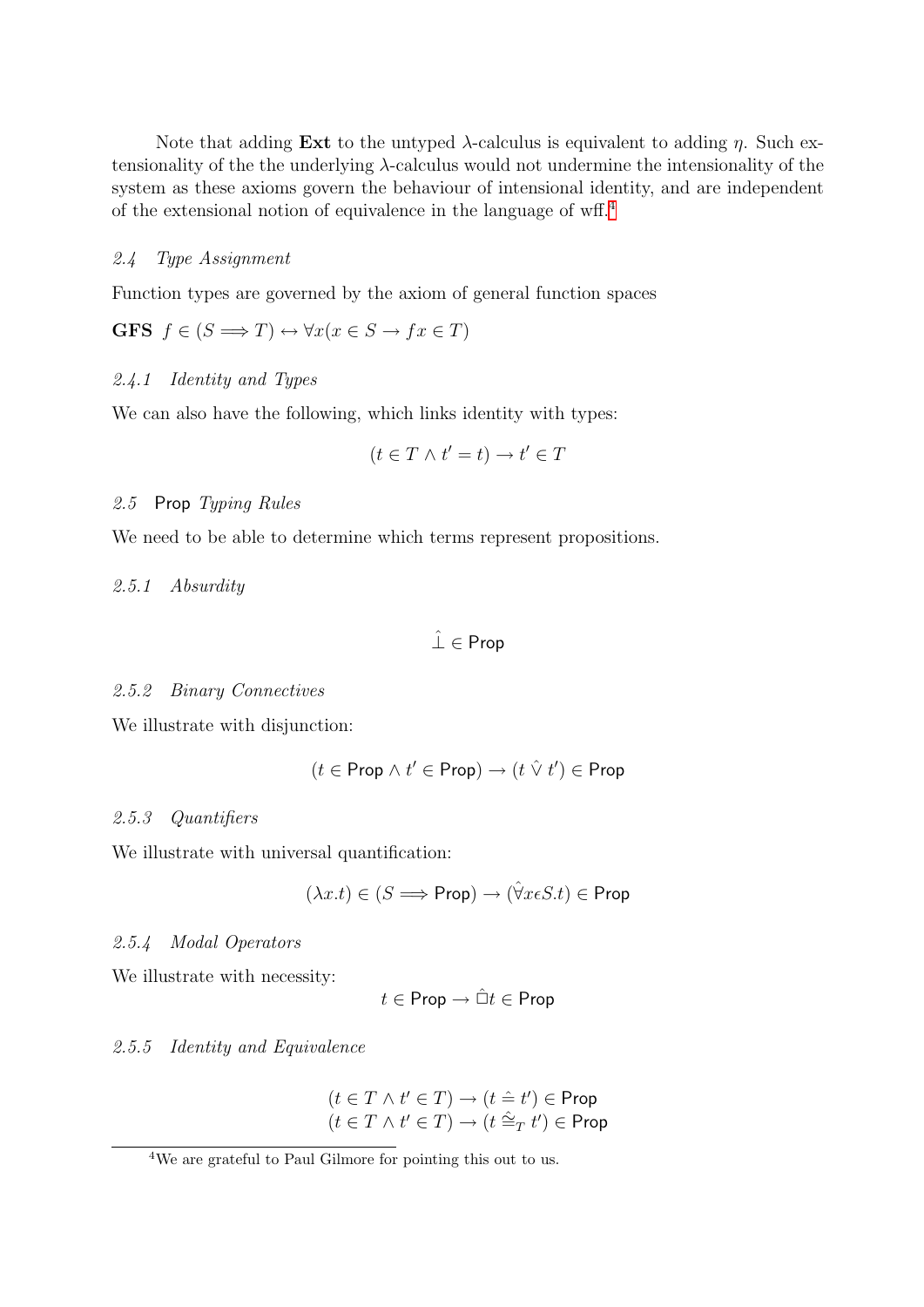Note that adding **Ext** to the untyped $\lambda$-calculus is equivalent to adding $\eta$. Such extensionality of the the underlying $\lambda$-calculus would not undermine the intensionality of the system as these axioms govern the behaviour of intensional identity, and are independent of the extensional notion of equivalence in the language of wff.[4]

### 2.4 *Type Assignment*

Function types are governed by the axiom of general function spaces

**GFS** $f \in (S \Longrightarrow T) \leftrightarrow \forall x(x \in S \rightarrow fx \in T)$

#### 2.4.1 *Identity and Types*

We can also have the following, which links identity with types:

$$(t \in T \wedge t' = t) \rightarrow t' \in T$$

### 2.5 Prop *Typing Rules*

We need to be able to determine which terms represent propositions.

#### 2.5.1 *Absurdity*

$$\hat{\bot} \in \mathsf{Prop}$$

#### 2.5.2 *Binary Connectives*

We illustrate with disjunction:

$$(t \in \mathsf{Prop} \wedge t' \in \mathsf{Prop}) \rightarrow (t \mathbin{\hat{\vee}} t') \in \mathsf{Prop}$$

#### 2.5.3 *Quantifiers*

We illustrate with universal quantification:

$$(\lambda x.t) \in (S \Longrightarrow \mathsf{Prop}) \rightarrow (\hat{\forall} x \epsilon S.t) \in \mathsf{Prop}$$

#### 2.5.4 *Modal Operators*

We illustrate with necessity:

$$t \in \mathsf{Prop} \rightarrow \hat{\Box} t \in \mathsf{Prop}$$

#### 2.5.5 *Identity and Equivalence*

$$(t \in T \wedge t' \in T) \rightarrow (t \mathbin{\hat{=}} t') \in \mathsf{Prop}$$
$$(t \in T \wedge t' \in T) \rightarrow (t \mathbin{\hat{\cong}_T} t') \in \mathsf{Prop}$$

[4] We are grateful to Paul Gilmore for pointing this out to us.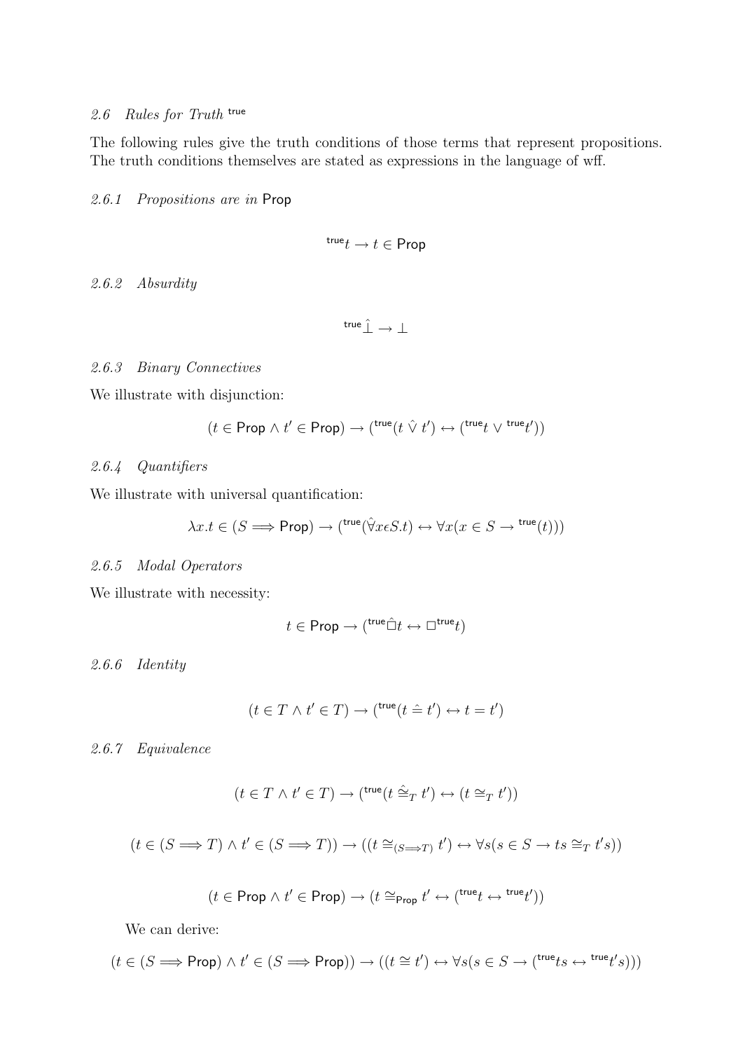### 2.6 Rules for Truth $^{\mathsf{true}}$

The following rules give the truth conditions of those terms that represent propositions. The truth conditions themselves are stated as expressions in the language of wff.

#### 2.6.1 Propositions are in Prop

$$^{\mathsf{true}}t \rightarrow t \in \mathsf{Prop}$$

#### 2.6.2 Absurdity

$$^{\mathsf{true}}\hat{\bot} \rightarrow \bot$$

#### 2.6.3 Binary Connectives

We illustrate with disjunction:

$$(t \in \mathsf{Prop} \wedge t' \in \mathsf{Prop}) \rightarrow (^{\mathsf{true}}(t \mathbin{\hat{\vee}} t') \leftrightarrow (^{\mathsf{true}}t \vee {}^{\mathsf{true}}t'))$$

#### 2.6.4 Quantifiers

We illustrate with universal quantification:

$$\lambda x.t \in (S \Longrightarrow \mathsf{Prop}) \rightarrow (^{\mathsf{true}}(\hat{\forall} x \epsilon S.t) \leftrightarrow \forall x(x \in S \rightarrow {}^{\mathsf{true}}(t)))$$

#### 2.6.5 Modal Operators

We illustrate with necessity:

$$t \in \mathsf{Prop} \rightarrow (^{\mathsf{true}}\hat{\Box} t \leftrightarrow \Box^{\mathsf{true}}t)$$

#### 2.6.6 Identity

$$(t \in T \wedge t' \in T) \rightarrow (^{\mathsf{true}}(t \mathbin{\hat{=}} t') \leftrightarrow t = t')$$

#### 2.6.7 Equivalence

$$(t \in T \wedge t' \in T) \rightarrow (^{\mathsf{true}}(t \mathbin{\hat{\cong}_T} t') \leftrightarrow (t \cong_T t'))$$

$$(t \in (S \Longrightarrow T) \wedge t' \in (S \Longrightarrow T)) \rightarrow ((t \cong_{(S \Longrightarrow T)} t') \leftrightarrow \forall s(s \in S \rightarrow ts \cong_T t's))$$

$$(t \in \mathsf{Prop} \wedge t' \in \mathsf{Prop}) \rightarrow (t \cong_{\mathsf{Prop}} t' \leftrightarrow (^{\mathsf{true}}t \leftrightarrow {}^{\mathsf{true}}t'))$$

We can derive:

$$(t \in (S \Longrightarrow \mathsf{Prop}) \wedge t' \in (S \Longrightarrow \mathsf{Prop})) \rightarrow ((t \cong t') \leftrightarrow \forall s(s \in S \rightarrow (^{\mathsf{true}}ts \leftrightarrow {}^{\mathsf{true}}t's)))$$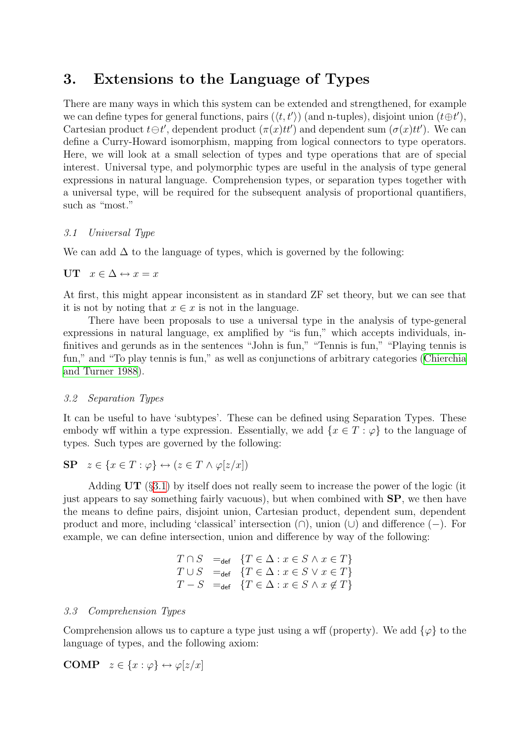# 3. Extensions to the Language of Types

There are many ways in which this system can be extended and strengthened, for example we can define types for general functions, pairs ($\langle t, t' \rangle$) (and n-tuples), disjoint union ($t \oplus t'$), Cartesian product $t \ominus t'$, dependent product ($\pi(x)tt'$) and dependent sum ($\sigma(x)tt'$). We can define a Curry-Howard isomorphism, mapping from logical connectors to type operators. Here, we will look at a small selection of types and type operations that are of special interest. Universal type, and polymorphic types are useful in the analysis of type general expressions in natural language. Comprehension types, or separation types together with a universal type, will be required for the subsequent analysis of proportional quantifiers, such as "most."

### *3.1 Universal Type*

We can add $\Delta$ to the language of types, which is governed by the following:

**UT** $\quad x \in \Delta \leftrightarrow x = x$

At first, this might appear inconsistent as in standard ZF set theory, but we can see that it is not by noting that $x \in x$ is not in the language.

There have been proposals to use a universal type in the analysis of type-general expressions in natural language, ex amplified by "is fun," which accepts individuals, infinitives and gerunds as in the sentences "John is fun," "Tennis is fun," "Playing tennis is fun," and "To play tennis is fun," as well as conjunctions of arbitrary categories (Chierchia and Turner 1988).

### *3.2 Separation Types*

It can be useful to have 'subtypes'. These can be defined using Separation Types. These embody wff within a type expression. Essentially, we add $\{x \in T : \varphi\}$ to the language of types. Such types are governed by the following:

**SP** $\quad z \in \{x \in T : \varphi\} \leftrightarrow (z \in T \wedge \varphi[z/x])$

Adding **UT** (§3.1) by itself does not really seem to increase the power of the logic (it just appears to say something fairly vacuous), but when combined with **SP**, we then have the means to define pairs, disjoint union, Cartesian product, dependent sum, dependent product and more, including 'classical' intersection ($\cap$), union ($\cup$) and difference ($-$). For example, we can define intersection, union and difference by way of the following:

$$
\begin{array}{lll}
T \cap S & =_{\mathsf{def}} & \{T \in \Delta : x \in S \wedge x \in T\} \\
T \cup S & =_{\mathsf{def}} & \{T \in \Delta : x \in S \vee x \in T\} \\
T - S & =_{\mathsf{def}} & \{T \in \Delta : x \in S \wedge x \notin T\}
\end{array}
$$

### *3.3 Comprehension Types*

Comprehension allows us to capture a type just using a wff (property). We add $\{\varphi\}$ to the language of types, and the following axiom:

**COMP** $\quad z \in \{x : \varphi\} \leftrightarrow \varphi[z/x]$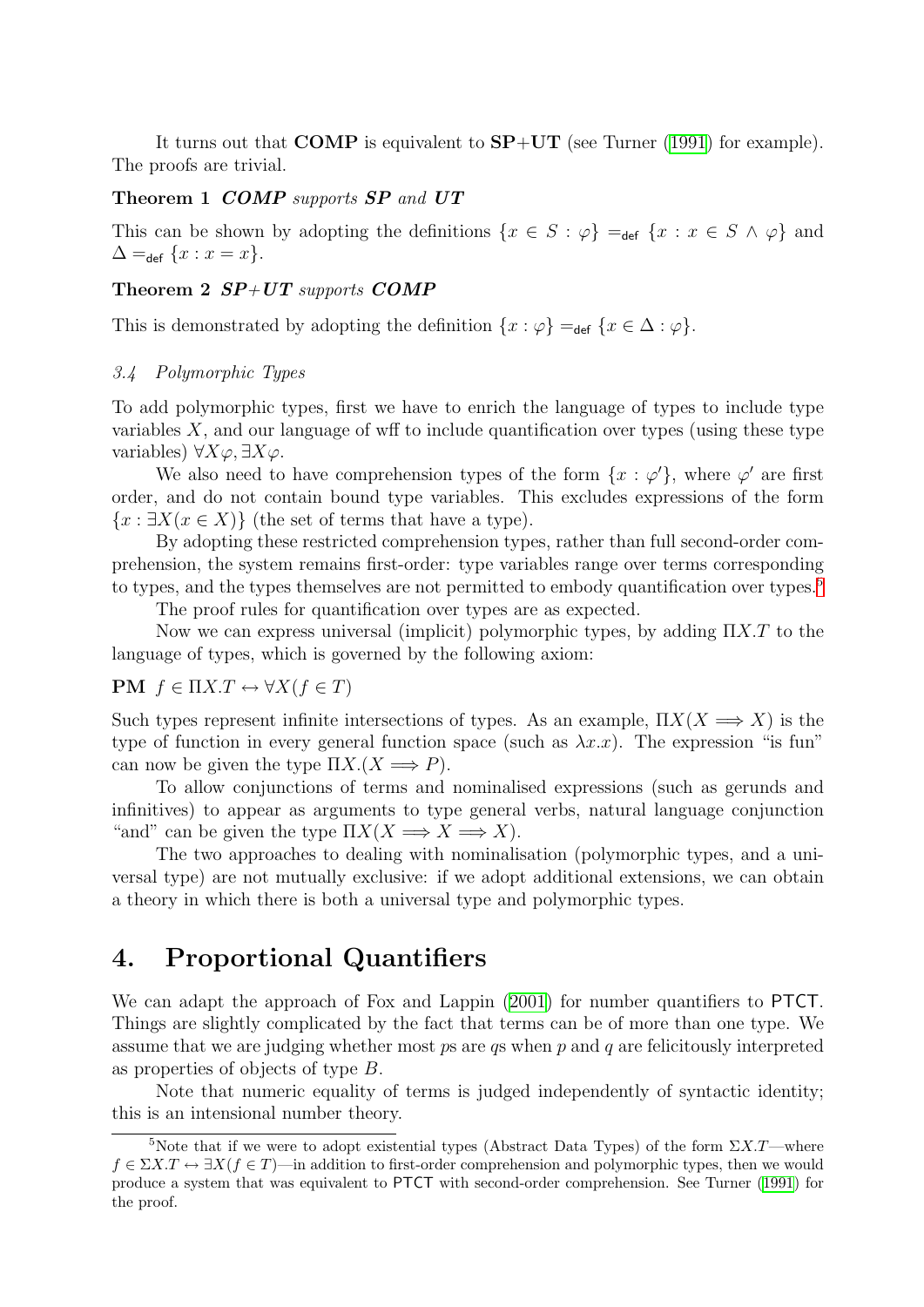It turns out that **COMP** is equivalent to **SP**+**UT** (see Turner (1991) for example). The proofs are trivial.

**Theorem 1** ***COMP*** *supports* ***SP*** *and* ***UT***

This can be shown by adopting the definitions $\{x \in S : \varphi\} =_{\mathsf{def}} \{x : x \in S \wedge \varphi\}$ and $\Delta =_{\mathsf{def}} \{x : x = x\}$.

**Theorem 2** ***SP+UT*** *supports* ***COMP***

This is demonstrated by adopting the definition $\{x : \varphi\} =_{\mathsf{def}} \{x \in \Delta : \varphi\}$.

### *3.4 Polymorphic Types*

To add polymorphic types, first we have to enrich the language of types to include type variables $X$, and our language of wff to include quantification over types (using these type variables) $\forall X \varphi, \exists X \varphi$.

We also need to have comprehension types of the form $\{x : \varphi'\}$, where $\varphi'$ are first order, and do not contain bound type variables. This excludes expressions of the form $\{x : \exists X(x \in X)\}$ (the set of terms that have a type).

By adopting these restricted comprehension types, rather than full second-order comprehension, the system remains first-order: type variables range over terms corresponding to types, and the types themselves are not permitted to embody quantification over types.[5]

The proof rules for quantification over types are as expected.

Now we can express universal (implicit) polymorphic types, by adding $\Pi X.T$ to the language of types, which is governed by the following axiom:

**PM** $f \in \Pi X.T \leftrightarrow \forall X(f \in T)$

Such types represent infinite intersections of types. As an example, $\Pi X(X \Longrightarrow X)$ is the type of function in every general function space (such as $\lambda x.x$). The expression "is fun" can now be given the type $\Pi X.(X \Longrightarrow P)$.

To allow conjunctions of terms and nominalised expressions (such as gerunds and infinitives) to appear as arguments to type general verbs, natural language conjunction "and" can be given the type $\Pi X(X \Longrightarrow X \Longrightarrow X)$.

The two approaches to dealing with nominalisation (polymorphic types, and a universal type) are not mutually exclusive: if we adopt additional extensions, we can obtain a theory in which there is both a universal type and polymorphic types.

## 4. Proportional Quantifiers

We can adapt the approach of Fox and Lappin (2001) for number quantifiers to PTCT. Things are slightly complicated by the fact that terms can be of more than one type. We assume that we are judging whether most $p$s are $q$s when $p$ and $q$ are felicitously interpreted as properties of objects of type $B$.

Note that numeric equality of terms is judged independently of syntactic identity; this is an intensional number theory.

[5] Note that if we were to adopt existential types (Abstract Data Types) of the form $\Sigma X.T$—where $f \in \Sigma X.T \leftrightarrow \exists X(f \in T)$—in addition to first-order comprehension and polymorphic types, then we would produce a system that was equivalent to PTCT with second-order comprehension. See Turner (1991) for the proof.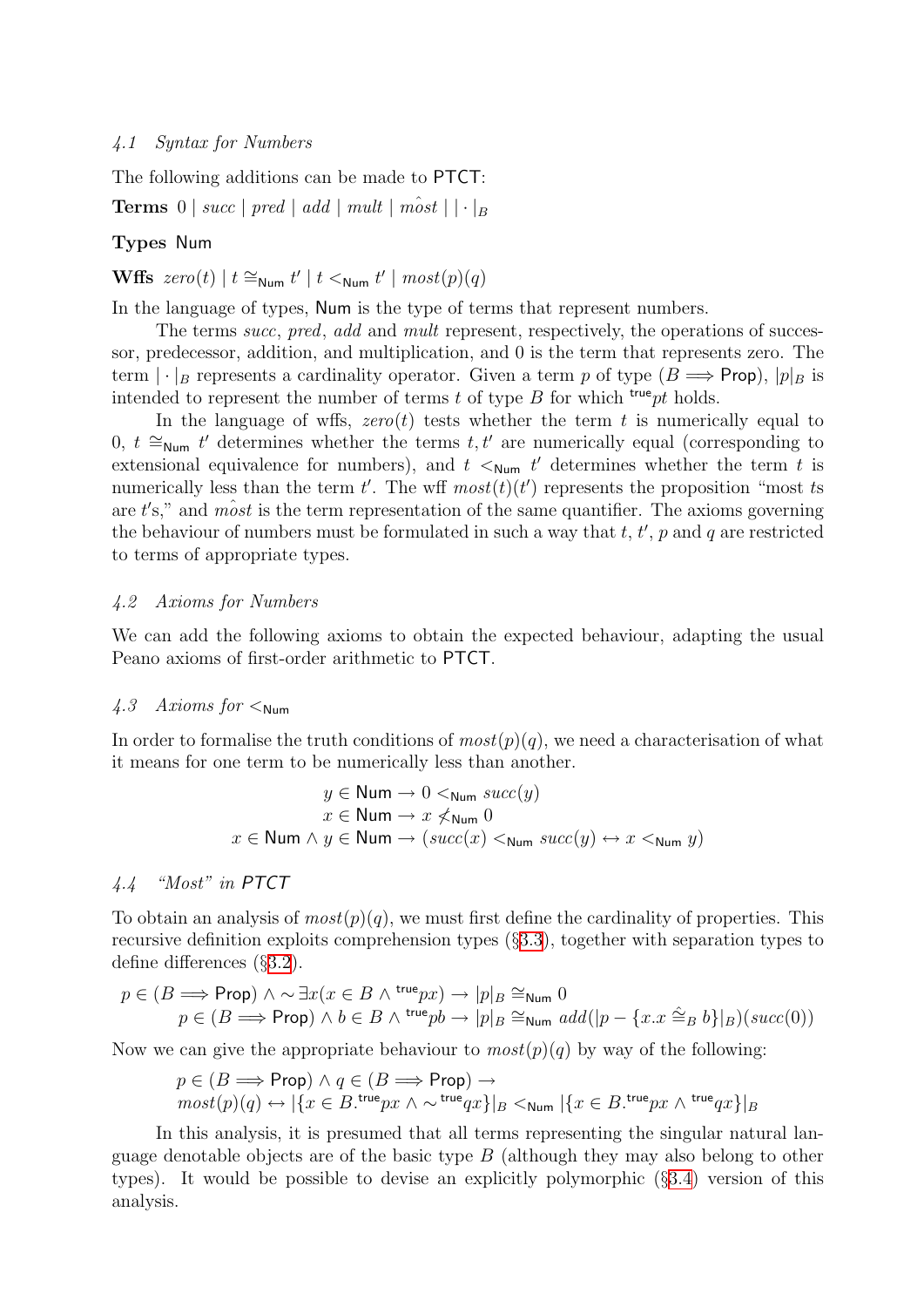### 4.1 Syntax for Numbers

The following additions can be made to PTCT:

**Terms** $0 \mid succ \mid pred \mid add \mid mult \mid \hat{most} \mid |\cdot|_B$

**Types** Num

**Wffs** $zero(t) \mid t \cong_{\mathsf{Num}} t' \mid t <_{\mathsf{Num}} t' \mid most(p)(q)$

In the language of types, Num is the type of terms that represent numbers.

The terms *succ*, *pred*, *add* and *mult* represent, respectively, the operations of successor, predecessor, addition, and multiplication, and 0 is the term that represents zero. The term $|\cdot|_B$ represents a cardinality operator. Given a term $p$ of type $(B \Longrightarrow \mathsf{Prop})$, $|p|_B$ is intended to represent the number of terms $t$ of type $B$ for which ${}^{\mathsf{true}}pt$ holds.

In the language of wffs, $zero(t)$ tests whether the term $t$ is numerically equal to 0, $t \cong_{\mathsf{Num}} t'$ determines whether the terms $t, t'$ are numerically equal (corresponding to extensional equivalence for numbers), and $t <_{\mathsf{Num}} t'$ determines whether the term $t$ is numerically less than the term $t'$. The wff $most(t)(t')$ represents the proposition "most $t$s are $t'$s," and $\hat{most}$ is the term representation of the same quantifier. The axioms governing the behaviour of numbers must be formulated in such a way that $t$, $t'$, $p$ and $q$ are restricted to terms of appropriate types.

### 4.2 Axioms for Numbers

We can add the following axioms to obtain the expected behaviour, adapting the usual Peano axioms of first-order arithmetic to PTCT.

### 4.3 Axioms for $<_{\mathsf{Num}}$

In order to formalise the truth conditions of $most(p)(q)$, we need a characterisation of what it means for one term to be numerically less than another.

$$
\begin{array}{c}
y \in \mathsf{Num} \rightarrow 0 <_{\mathsf{Num}} succ(y) \\
x \in \mathsf{Num} \rightarrow x \not<_{\mathsf{Num}} 0 \\
x \in \mathsf{Num} \wedge y \in \mathsf{Num} \rightarrow (succ(x) <_{\mathsf{Num}} succ(y) \leftrightarrow x <_{\mathsf{Num}} y)
\end{array}
$$

### 4.4 "Most" in PTCT

To obtain an analysis of $most(p)(q)$, we must first define the cardinality of properties. This recursive definition exploits comprehension types (§3.3), together with separation types to define differences (§3.2).

$$
\begin{array}{l}
p \in (B \Longrightarrow \mathsf{Prop}) \wedge \sim \exists x(x \in B \wedge {}^{\mathsf{true}}px) \rightarrow |p|_B \cong_{\mathsf{Num}} 0 \\
\qquad p \in (B \Longrightarrow \mathsf{Prop}) \wedge b \in B \wedge {}^{\mathsf{true}}pb \rightarrow |p|_B \cong_{\mathsf{Num}} add(|p - \{x.x \hat{\cong}_B b\}|_B)(succ(0))
\end{array}
$$

Now we can give the appropriate behaviour to $most(p)(q)$ by way of the following:

$$
\begin{array}{l}
p \in (B \Longrightarrow \mathsf{Prop}) \wedge q \in (B \Longrightarrow \mathsf{Prop}) \rightarrow \\
most(p)(q) \leftrightarrow |\{x \in B.{}^{\mathsf{true}}px \wedge \sim {}^{\mathsf{true}}qx\}|_B <_{\mathsf{Num}} |\{x \in B.{}^{\mathsf{true}}px \wedge {}^{\mathsf{true}}qx\}|_B
\end{array}
$$

In this analysis, it is presumed that all terms representing the singular natural language denotable objects are of the basic type $B$ (although they may also belong to other types). It would be possible to devise an explicitly polymorphic (§3.4) version of this analysis.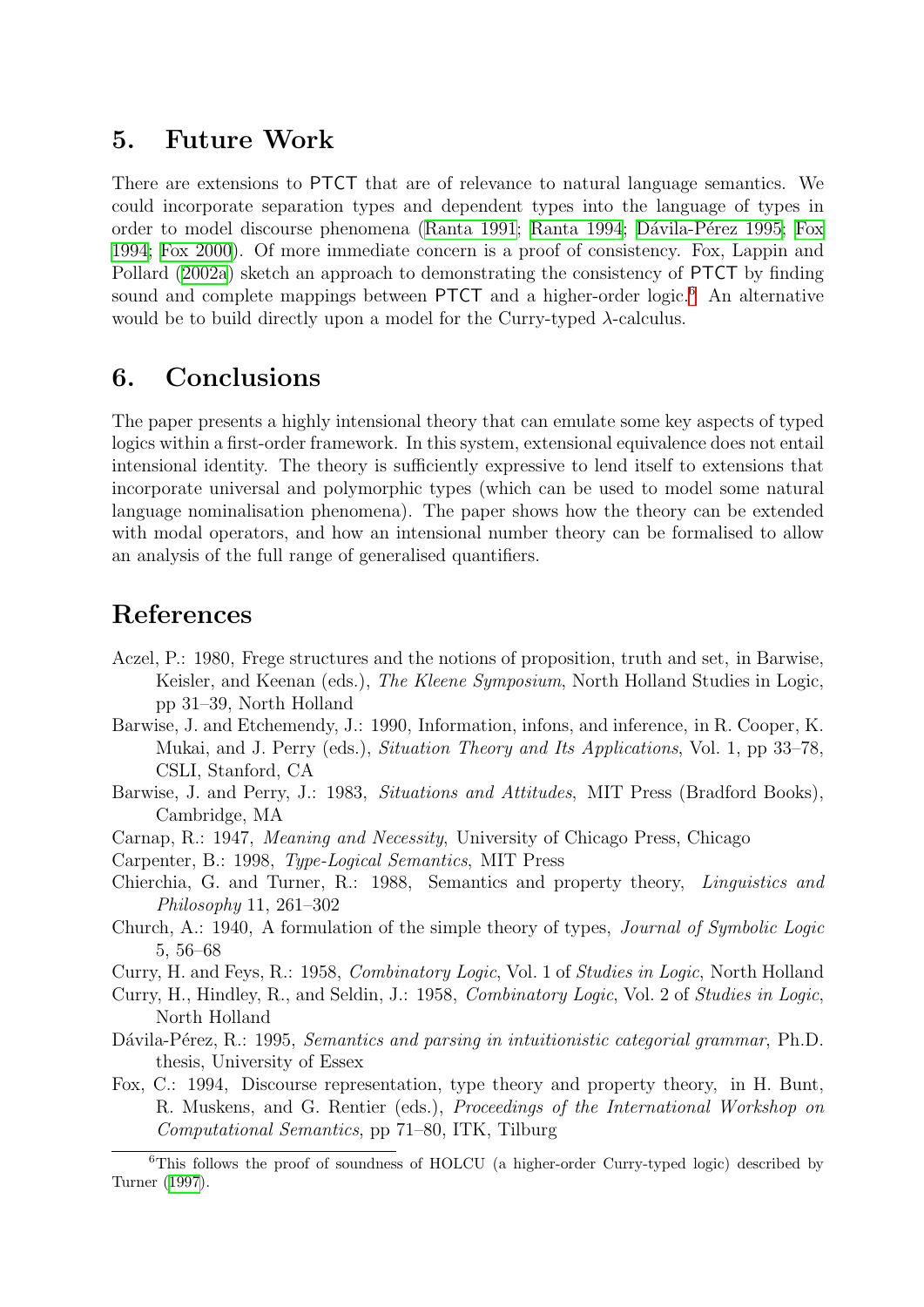## 5. Future Work

There are extensions to PTCT that are of relevance to natural language semantics. We could incorporate separation types and dependent types into the language of types in order to model discourse phenomena (Ranta 1991; Ranta 1994; Dávila-Pérez 1995; Fox 1994; Fox 2000). Of more immediate concern is a proof of consistency. Fox, Lappin and Pollard (2002a) sketch an approach to demonstrating the consistency of PTCT by finding sound and complete mappings between PTCT and a higher-order logic.[6] An alternative would be to build directly upon a model for the Curry-typed $\lambda$-calculus.

## 6. Conclusions

The paper presents a highly intensional theory that can emulate some key aspects of typed logics within a first-order framework. In this system, extensional equivalence does not entail intensional identity. The theory is sufficiently expressive to lend itself to extensions that incorporate universal and polymorphic types (which can be used to model some natural language nominalisation phenomena). The paper shows how the theory can be extended with modal operators, and how an intensional number theory can be formalised to allow an analysis of the full range of generalised quantifiers.

## References

Aczel, P.: 1980, Frege structures and the notions of proposition, truth and set, in Barwise, Keisler, and Keenan (eds.), *The Kleene Symposium*, North Holland Studies in Logic, pp 31–39, North Holland

Barwise, J. and Etchemendy, J.: 1990, Information, infons, and inference, in R. Cooper, K. Mukai, and J. Perry (eds.), *Situation Theory and Its Applications*, Vol. 1, pp 33–78, CSLI, Stanford, CA

Barwise, J. and Perry, J.: 1983, *Situations and Attitudes*, MIT Press (Bradford Books), Cambridge, MA

Carnap, R.: 1947, *Meaning and Necessity*, University of Chicago Press, Chicago

Carpenter, B.: 1998, *Type-Logical Semantics*, MIT Press

Chierchia, G. and Turner, R.: 1988, Semantics and property theory, *Linguistics and Philosophy* 11, 261–302

Church, A.: 1940, A formulation of the simple theory of types, *Journal of Symbolic Logic* 5, 56–68

Curry, H. and Feys, R.: 1958, *Combinatory Logic*, Vol. 1 of *Studies in Logic*, North Holland

Curry, H., Hindley, R., and Seldin, J.: 1958, *Combinatory Logic*, Vol. 2 of *Studies in Logic*, North Holland

Dávila-Pérez, R.: 1995, *Semantics and parsing in intuitionistic categorial grammar*, Ph.D. thesis, University of Essex

Fox, C.: 1994, Discourse representation, type theory and property theory, in H. Bunt, R. Muskens, and G. Rentier (eds.), *Proceedings of the International Workshop on Computational Semantics*, pp 71–80, ITK, Tilburg

[6] This follows the proof of soundness of HOLCU (a higher-order Curry-typed logic) described by Turner (1997).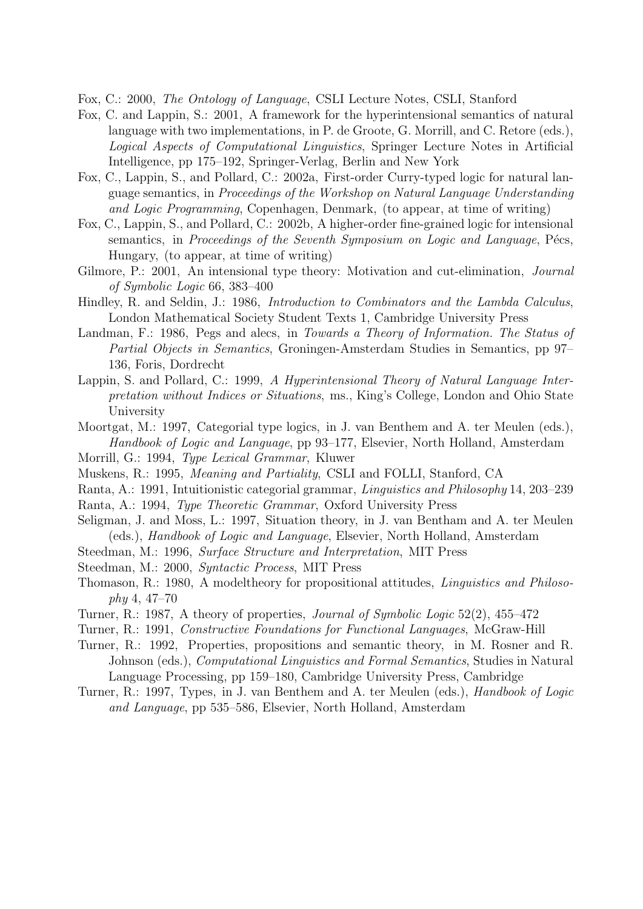Fox, C.: 2000, *The Ontology of Language*, CSLI Lecture Notes, CSLI, Stanford

Fox, C. and Lappin, S.: 2001, A framework for the hyperintensional semantics of natural language with two implementations, in P. de Groote, G. Morrill, and C. Retore (eds.), *Logical Aspects of Computational Linguistics*, Springer Lecture Notes in Artificial Intelligence, pp 175–192, Springer-Verlag, Berlin and New York

Fox, C., Lappin, S., and Pollard, C.: 2002a, First-order Curry-typed logic for natural language semantics, in *Proceedings of the Workshop on Natural Language Understanding and Logic Programming*, Copenhagen, Denmark, (to appear, at time of writing)

Fox, C., Lappin, S., and Pollard, C.: 2002b, A higher-order fine-grained logic for intensional semantics, in *Proceedings of the Seventh Symposium on Logic and Language*, Pécs, Hungary, (to appear, at time of writing)

Gilmore, P.: 2001, An intensional type theory: Motivation and cut-elimination, *Journal of Symbolic Logic* 66, 383–400

Hindley, R. and Seldin, J.: 1986, *Introduction to Combinators and the Lambda Calculus*, London Mathematical Society Student Texts 1, Cambridge University Press

Landman, F.: 1986, Pegs and alecs, in *Towards a Theory of Information. The Status of Partial Objects in Semantics*, Groningen-Amsterdam Studies in Semantics, pp 97–136, Foris, Dordrecht

Lappin, S. and Pollard, C.: 1999, *A Hyperintensional Theory of Natural Language Interpretation without Indices or Situations*, ms., King's College, London and Ohio State University

Moortgat, M.: 1997, Categorial type logics, in J. van Benthem and A. ter Meulen (eds.), *Handbook of Logic and Language*, pp 93–177, Elsevier, North Holland, Amsterdam

Morrill, G.: 1994, *Type Lexical Grammar*, Kluwer

Muskens, R.: 1995, *Meaning and Partiality*, CSLI and FOLLI, Stanford, CA

Ranta, A.: 1991, Intuitionistic categorial grammar, *Linguistics and Philosophy* 14, 203–239

Ranta, A.: 1994, *Type Theoretic Grammar*, Oxford University Press

Seligman, J. and Moss, L.: 1997, Situation theory, in J. van Bentham and A. ter Meulen (eds.), *Handbook of Logic and Language*, Elsevier, North Holland, Amsterdam

Steedman, M.: 1996, *Surface Structure and Interpretation*, MIT Press

Steedman, M.: 2000, *Syntactic Process*, MIT Press

Thomason, R.: 1980, A modeltheory for propositional attitudes, *Linguistics and Philosophy* 4, 47–70

Turner, R.: 1987, A theory of properties, *Journal of Symbolic Logic* 52(2), 455–472

Turner, R.: 1991, *Constructive Foundations for Functional Languages*, McGraw-Hill

Turner, R.: 1992, Properties, propositions and semantic theory, in M. Rosner and R. Johnson (eds.), *Computational Linguistics and Formal Semantics*, Studies in Natural Language Processing, pp 159–180, Cambridge University Press, Cambridge

Turner, R.: 1997, Types, in J. van Benthem and A. ter Meulen (eds.), *Handbook of Logic and Language*, pp 535–586, Elsevier, North Holland, Amsterdam